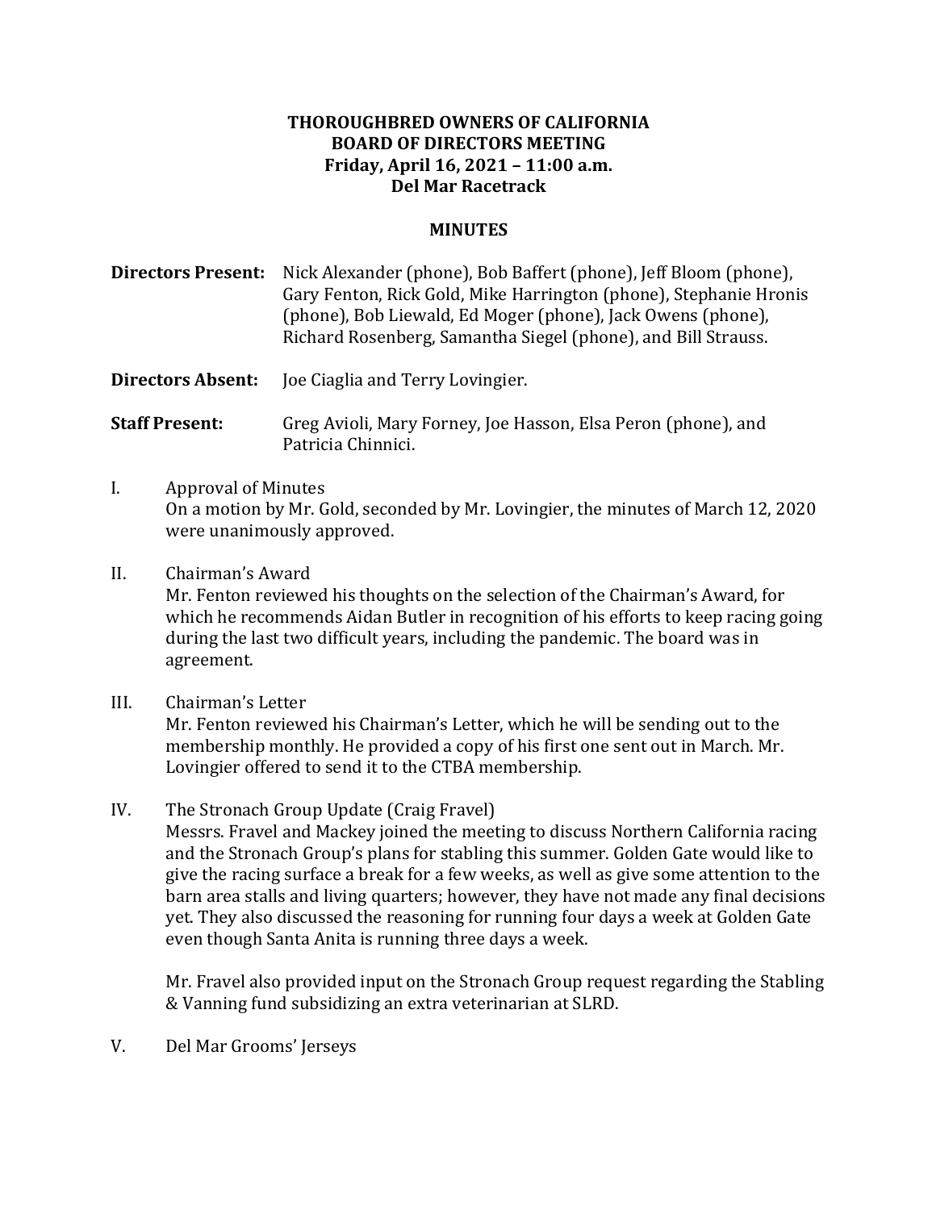**THOROUGHBRED OWNERS OF CALIFORNIA**
**BOARD OF DIRECTORS MEETING**
**Friday, April 16, 2021 – 11:00 a.m.**
**Del Mar Racetrack**

**MINUTES**

**Directors Present:** Nick Alexander (phone), Bob Baffert (phone), Jeff Bloom (phone), Gary Fenton, Rick Gold, Mike Harrington (phone), Stephanie Hronis (phone), Bob Liewald, Ed Moger (phone), Jack Owens (phone), Richard Rosenberg, Samantha Siegel (phone), and Bill Strauss.

**Directors Absent:** Joe Ciaglia and Terry Lovingier.

**Staff Present:** Greg Avioli, Mary Forney, Joe Hasson, Elsa Peron (phone), and Patricia Chinnici.

I. Approval of Minutes
On a motion by Mr. Gold, seconded by Mr. Lovingier, the minutes of March 12, 2020 were unanimously approved.

II. Chairman's Award
Mr. Fenton reviewed his thoughts on the selection of the Chairman's Award, for which he recommends Aidan Butler in recognition of his efforts to keep racing going during the last two difficult years, including the pandemic. The board was in agreement.

III. Chairman's Letter
Mr. Fenton reviewed his Chairman's Letter, which he will be sending out to the membership monthly. He provided a copy of his first one sent out in March. Mr. Lovingier offered to send it to the CTBA membership.

IV. The Stronach Group Update (Craig Fravel)
Messrs. Fravel and Mackey joined the meeting to discuss Northern California racing and the Stronach Group's plans for stabling this summer. Golden Gate would like to give the racing surface a break for a few weeks, as well as give some attention to the barn area stalls and living quarters; however, they have not made any final decisions yet. They also discussed the reasoning for running four days a week at Golden Gate even though Santa Anita is running three days a week.

Mr. Fravel also provided input on the Stronach Group request regarding the Stabling & Vanning fund subsidizing an extra veterinarian at SLRD.

V. Del Mar Grooms' Jerseys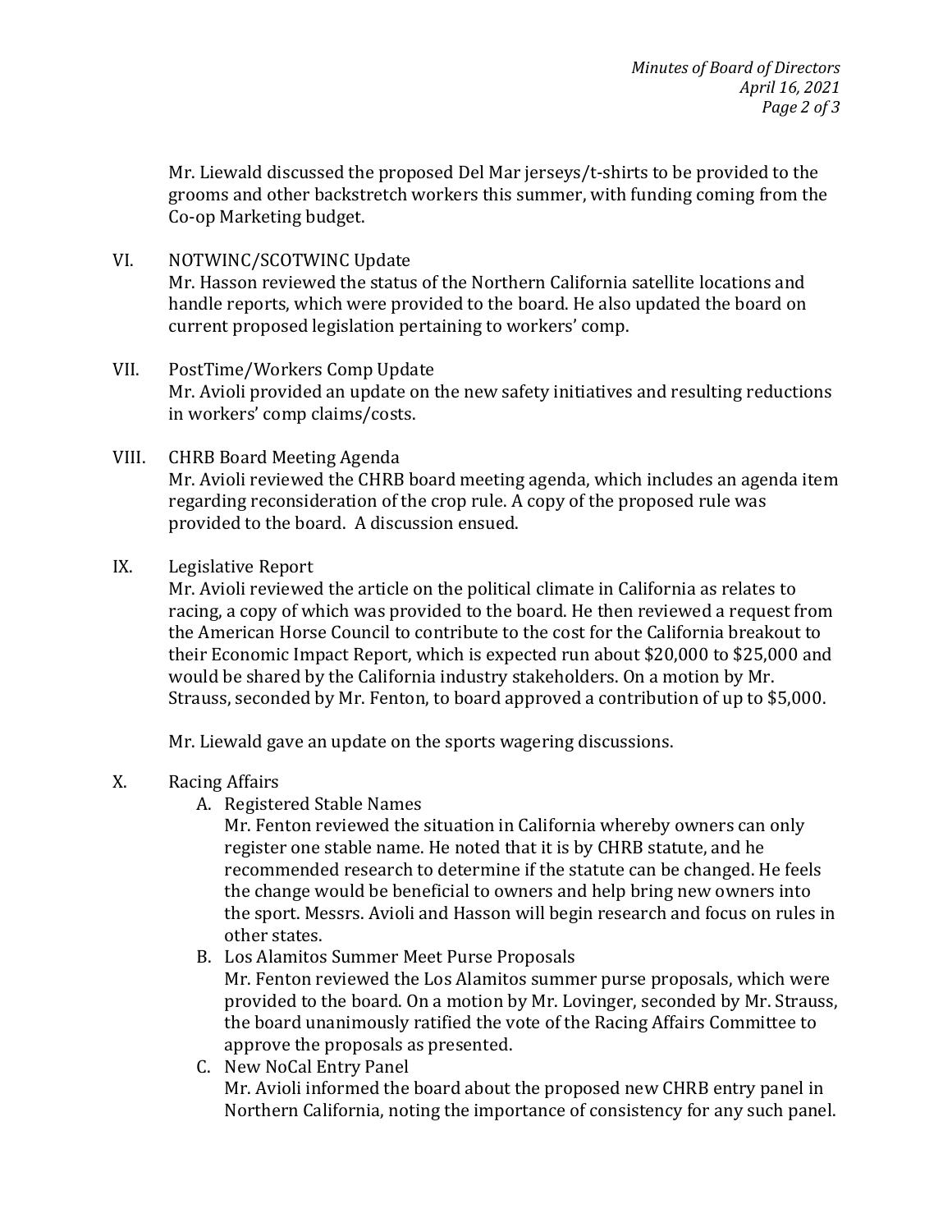Mr. Liewald discussed the proposed Del Mar jerseys/t-shirts to be provided to the grooms and other backstretch workers this summer, with funding coming from the Co-op Marketing budget.

VI. NOTWINC/SCOTWINC Update
Mr. Hasson reviewed the status of the Northern California satellite locations and handle reports, which were provided to the board. He also updated the board on current proposed legislation pertaining to workers' comp.

VII. PostTime/Workers Comp Update
Mr. Avioli provided an update on the new safety initiatives and resulting reductions in workers' comp claims/costs.

VIII. CHRB Board Meeting Agenda
Mr. Avioli reviewed the CHRB board meeting agenda, which includes an agenda item regarding reconsideration of the crop rule. A copy of the proposed rule was provided to the board. A discussion ensued.

IX. Legislative Report
Mr. Avioli reviewed the article on the political climate in California as relates to racing, a copy of which was provided to the board. He then reviewed a request from the American Horse Council to contribute to the cost for the California breakout to their Economic Impact Report, which is expected run about $20,000 to $25,000 and would be shared by the California industry stakeholders. On a motion by Mr. Strauss, seconded by Mr. Fenton, to board approved a contribution of up to $5,000.

Mr. Liewald gave an update on the sports wagering discussions.

X. Racing Affairs

A. Registered Stable Names
Mr. Fenton reviewed the situation in California whereby owners can only register one stable name. He noted that it is by CHRB statute, and he recommended research to determine if the statute can be changed. He feels the change would be beneficial to owners and help bring new owners into the sport. Messrs. Avioli and Hasson will begin research and focus on rules in other states.

B. Los Alamitos Summer Meet Purse Proposals
Mr. Fenton reviewed the Los Alamitos summer purse proposals, which were provided to the board. On a motion by Mr. Lovinger, seconded by Mr. Strauss, the board unanimously ratified the vote of the Racing Affairs Committee to approve the proposals as presented.

C. New NoCal Entry Panel
Mr. Avioli informed the board about the proposed new CHRB entry panel in Northern California, noting the importance of consistency for any such panel.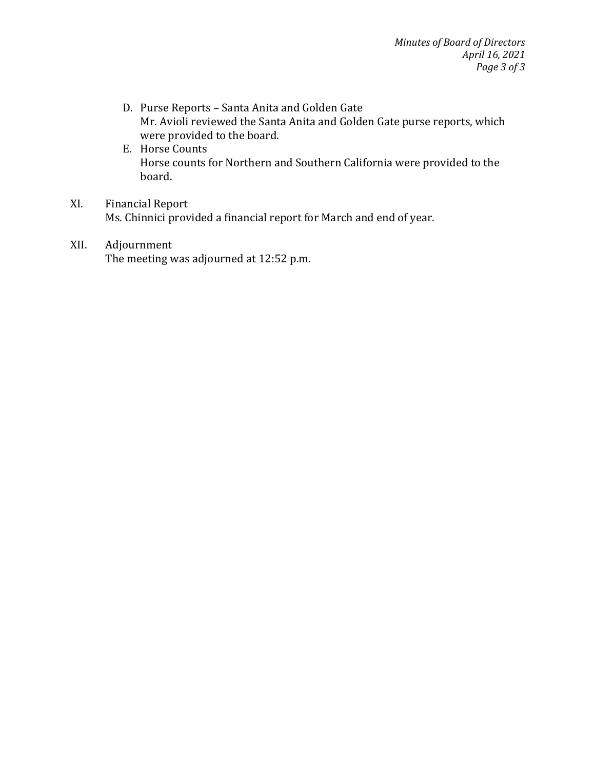D. Purse Reports – Santa Anita and Golden Gate
   Mr. Avioli reviewed the Santa Anita and Golden Gate purse reports, which were provided to the board.

E. Horse Counts
   Horse counts for Northern and Southern California were provided to the board.

XI. Financial Report
    Ms. Chinnici provided a financial report for March and end of year.

XII. Adjournment
     The meeting was adjourned at 12:52 p.m.